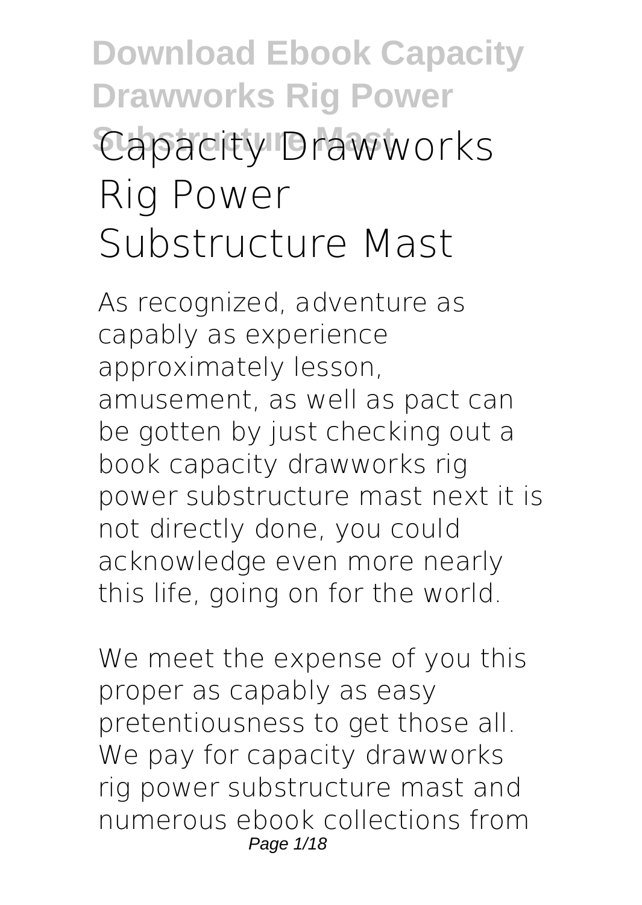# Capacity Drawworks Rig Power Substructure Mast

As recognized, adventure as capably as experience approximately lesson, amusement, as well as pact can be gotten by just checking out a book **capacity drawworks rig power substructure mast** next it is not directly done, you could acknowledge even more nearly this life, going on for the world.

We meet the expense of you this proper as capably as easy pretentiousness to get those all. We pay for capacity drawworks rig power substructure mast and numerous ebook collections from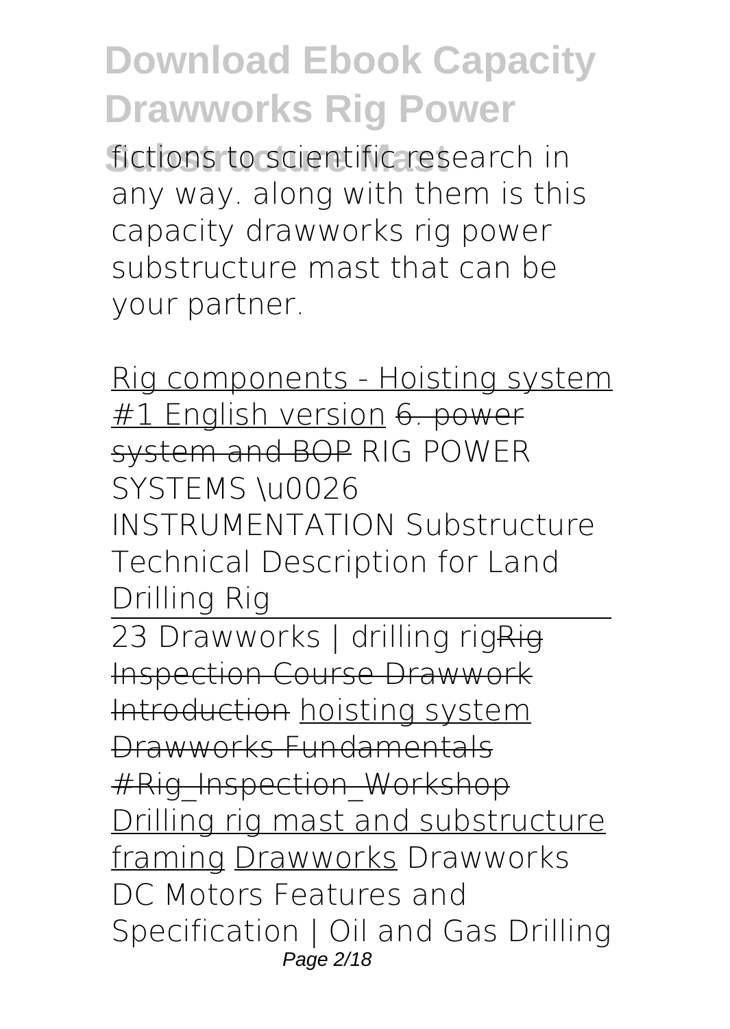fictions to scientific research in any way. along with them is this capacity drawworks rig power substructure mast that can be your partner.

Rig components - Hoisting system #1 English version ~~6. power system and BOP~~ RIG POWER SYSTEMS \u0026 INSTRUMENTATION Substructure Technical Description for Land Drilling Rig

23 Drawworks | drilling rig ~~Rig Inspection Course Drawwork Introduction~~ hoisting system ~~Drawworks Fundamentals #Rig_Inspection_Workshop~~ Drilling rig mast and substructure framing Drawworks Drawworks DC Motors Features and Specification | Oil and Gas Drilling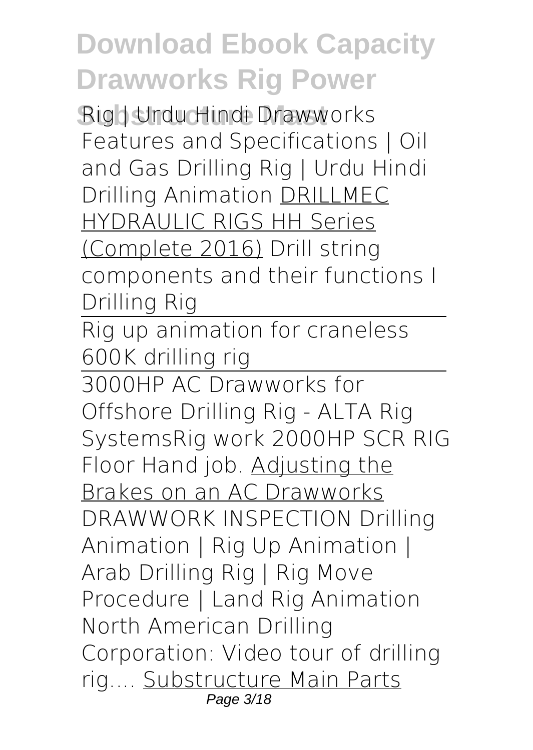Rig | Urdu Hindi Drawworks Features and Specifications | Oil and Gas Drilling Rig | Urdu Hindi Drilling Animation DRILLMEC HYDRAULIC RIGS HH Series (Complete 2016) Drill string components and their functions I Drilling Rig

Rig up animation for craneless 600K drilling rig

3000HP AC Drawworks for Offshore Drilling Rig - ALTA Rig SystemsRig work 2000HP SCR RIG Floor Hand job. Adjusting the Brakes on an AC Drawworks DRAWWORK INSPECTION Drilling Animation | Rig Up Animation | Arab Drilling Rig | Rig Move Procedure | Land Rig Animation North American Drilling Corporation: Video tour of drilling rig.... Substructure Main Parts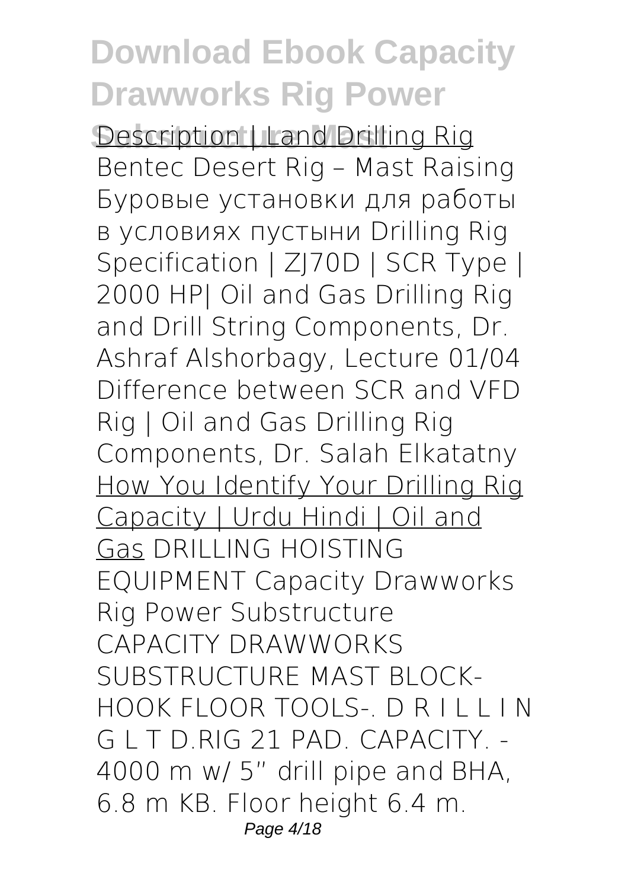Description | Land Drilling Rig Bentec Desert Rig – Mast Raising Буровые установки для работы в условиях пустыни Drilling Rig Specification | ZJ70D | SCR Type | 2000 HP| Oil and Gas Drilling Rig and Drill String Components, Dr. Ashraf Alshorbagy, Lecture 01/04 Difference between SCR and VFD Rig | Oil and Gas Drilling Rig Components, Dr. Salah Elkatatny How You Identify Your Drilling Rig Capacity | Urdu Hindi | Oil and Gas DRILLING HOISTING EQUIPMENT Capacity Drawworks Rig Power Substructure

CAPACITY DRAWWORKS SUBSTRUCTURE MAST BLOCK-HOOK FLOOR TOOLS-. D R I L L I N G L T D.RIG 21 PAD. CAPACITY. - 4000 m w/ 5" drill pipe and BHA, 6.8 m KB. Floor height 6.4 m.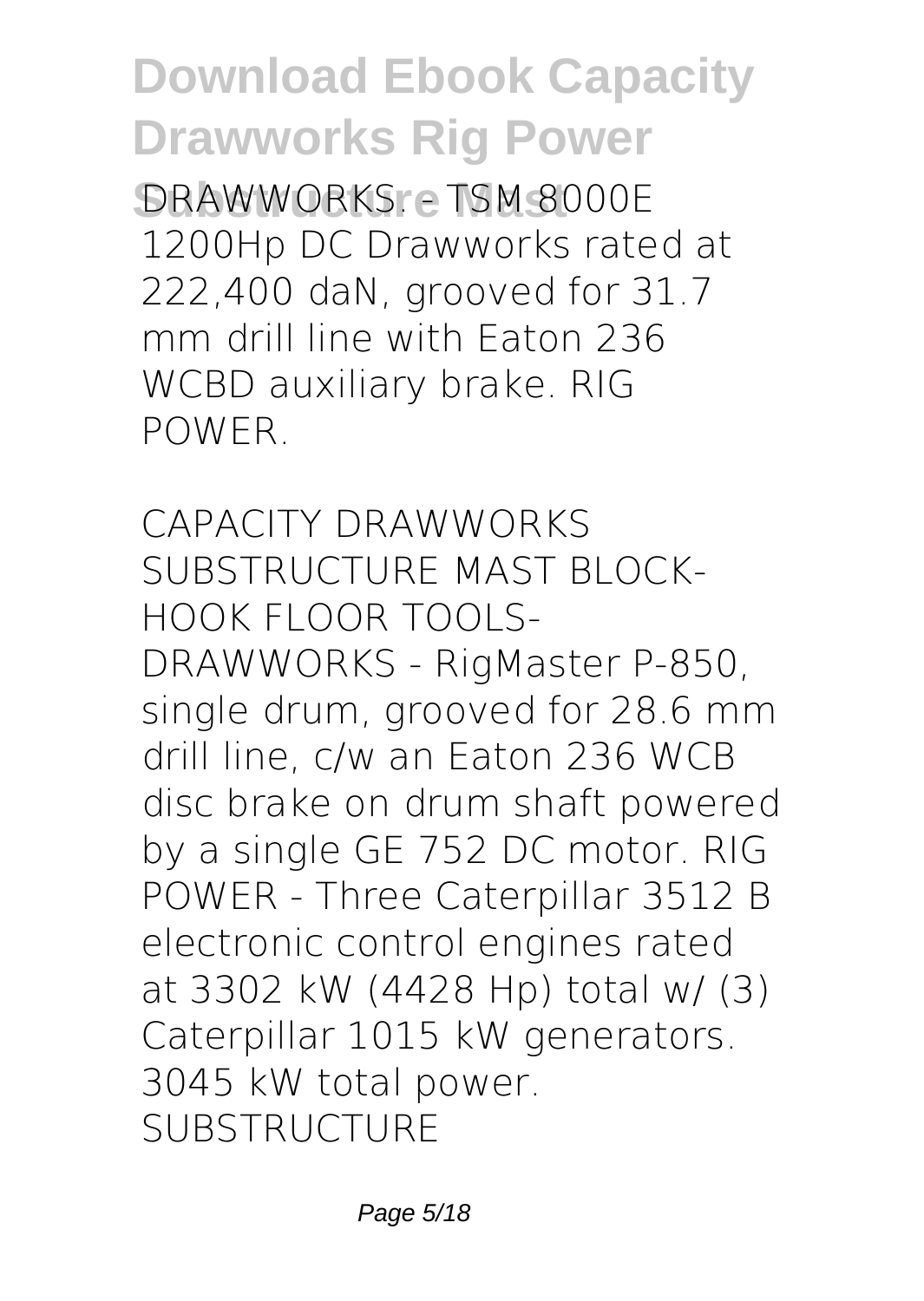DRAWWORKS - TSM 8000E 1200Hp DC Drawworks rated at 222,400 daN, grooved for 31.7 mm drill line with Eaton 236 WCBD auxiliary brake. RIG POWER.

*CAPACITY DRAWWORKS SUBSTRUCTURE MAST BLOCK-HOOK FLOOR TOOLS-*

DRAWWORKS - RigMaster P-850, single drum, grooved for 28.6 mm drill line, c/w an Eaton 236 WCB disc brake on drum shaft powered by a single GE 752 DC motor. RIG POWER - Three Caterpillar 3512 B electronic control engines rated at 3302 kW (4428 Hp) total w/ (3) Caterpillar 1015 kW generators. 3045 kW total power. SUBSTRUCTURE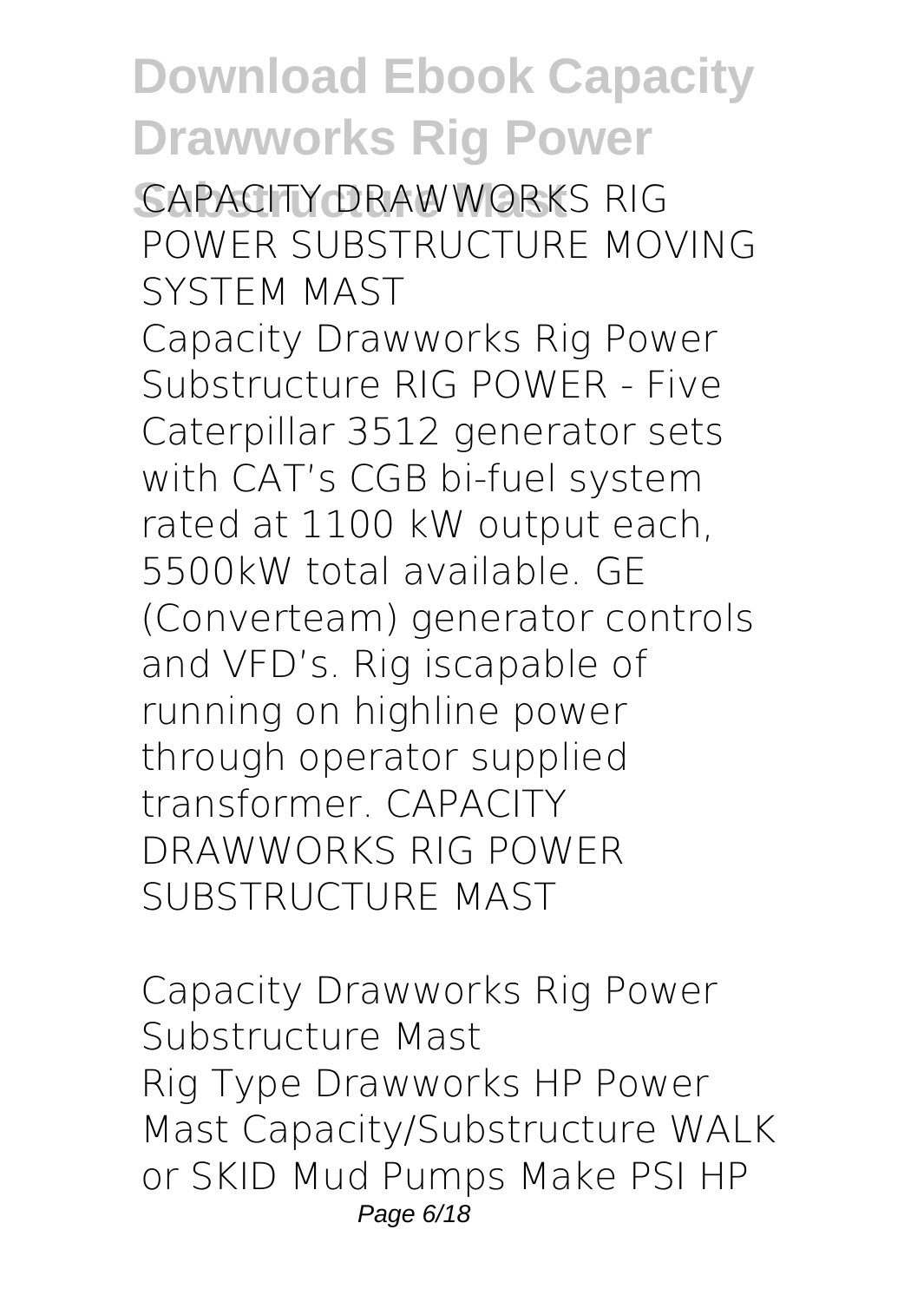**CAPACITY DRAWWORKS RIG POWER SUBSTRUCTURE MOVING SYSTEM MAST**

Capacity Drawworks Rig Power Substructure RIG POWER - Five Caterpillar 3512 generator sets with CAT's CGB bi-fuel system rated at 1100 kW output each, 5500kW total available. GE (Converteam) generator controls and VFD's. Rig iscapable of running on highline power through operator supplied transformer. CAPACITY DRAWWORKS RIG POWER SUBSTRUCTURE MAST

**Capacity Drawworks Rig Power Substructure Mast**

Rig Type Drawworks HP Power Mast Capacity/Substructure WALK or SKID Mud Pumps Make PSI HP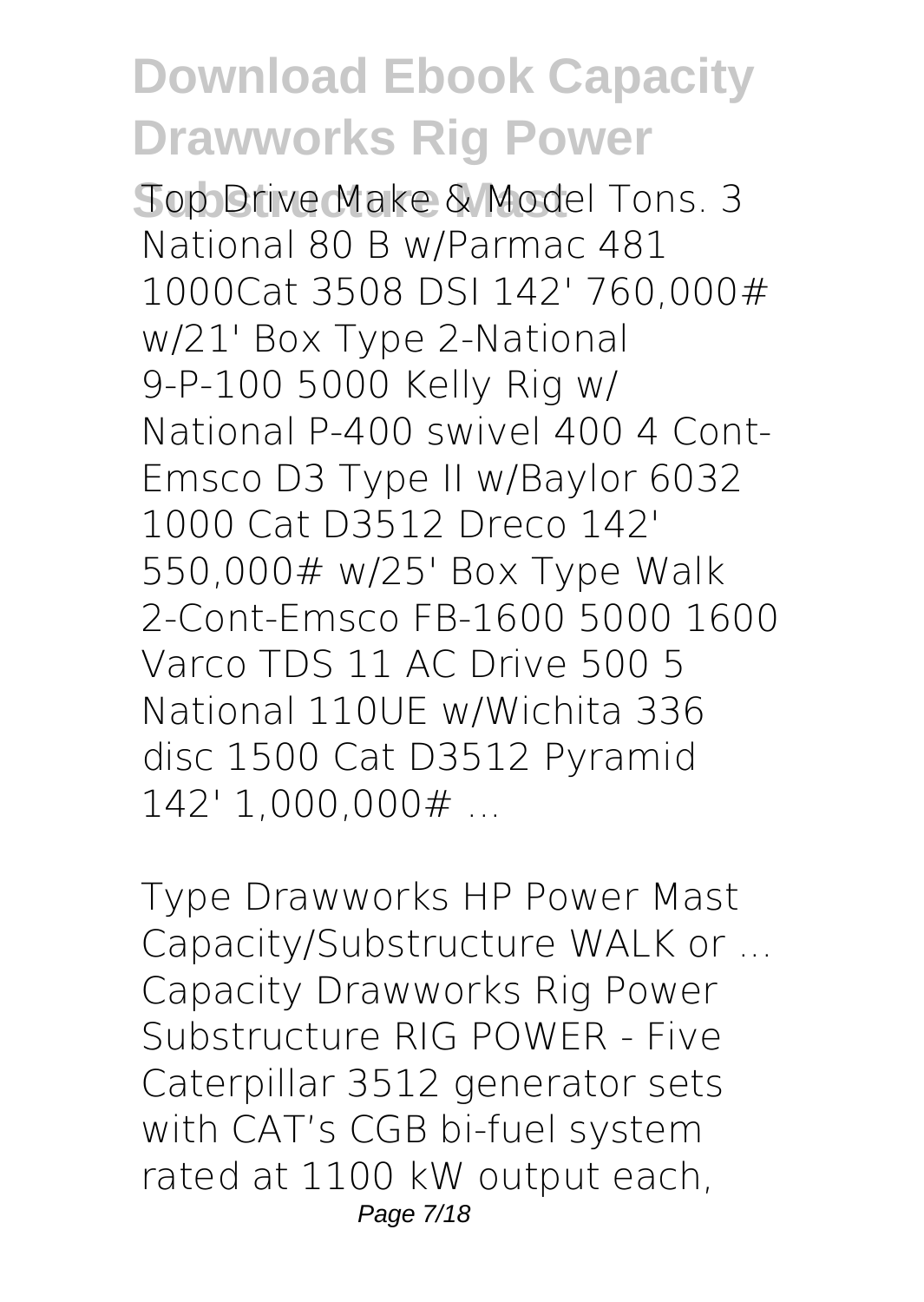Top Drive Make & Model Tons. 3 National 80 B w/Parmac 481 1000Cat 3508 DSI 142' 760,000# w/21' Box Type 2-National 9-P-100 5000 Kelly Rig w/ National P-400 swivel 400 4 Cont-Emsco D3 Type II w/Baylor 6032 1000 Cat D3512 Dreco 142' 550,000# w/25' Box Type Walk 2-Cont-Emsco FB-1600 5000 1600 Varco TDS 11 AC Drive 500 5 National 110UE w/Wichita 336 disc 1500 Cat D3512 Pyramid 142' 1,000,000# ...

*Type Drawworks HP Power Mast Capacity/Substructure WALK or ...*

Capacity Drawworks Rig Power Substructure RIG POWER - Five Caterpillar 3512 generator sets with CAT's CGB bi-fuel system rated at 1100 kW output each,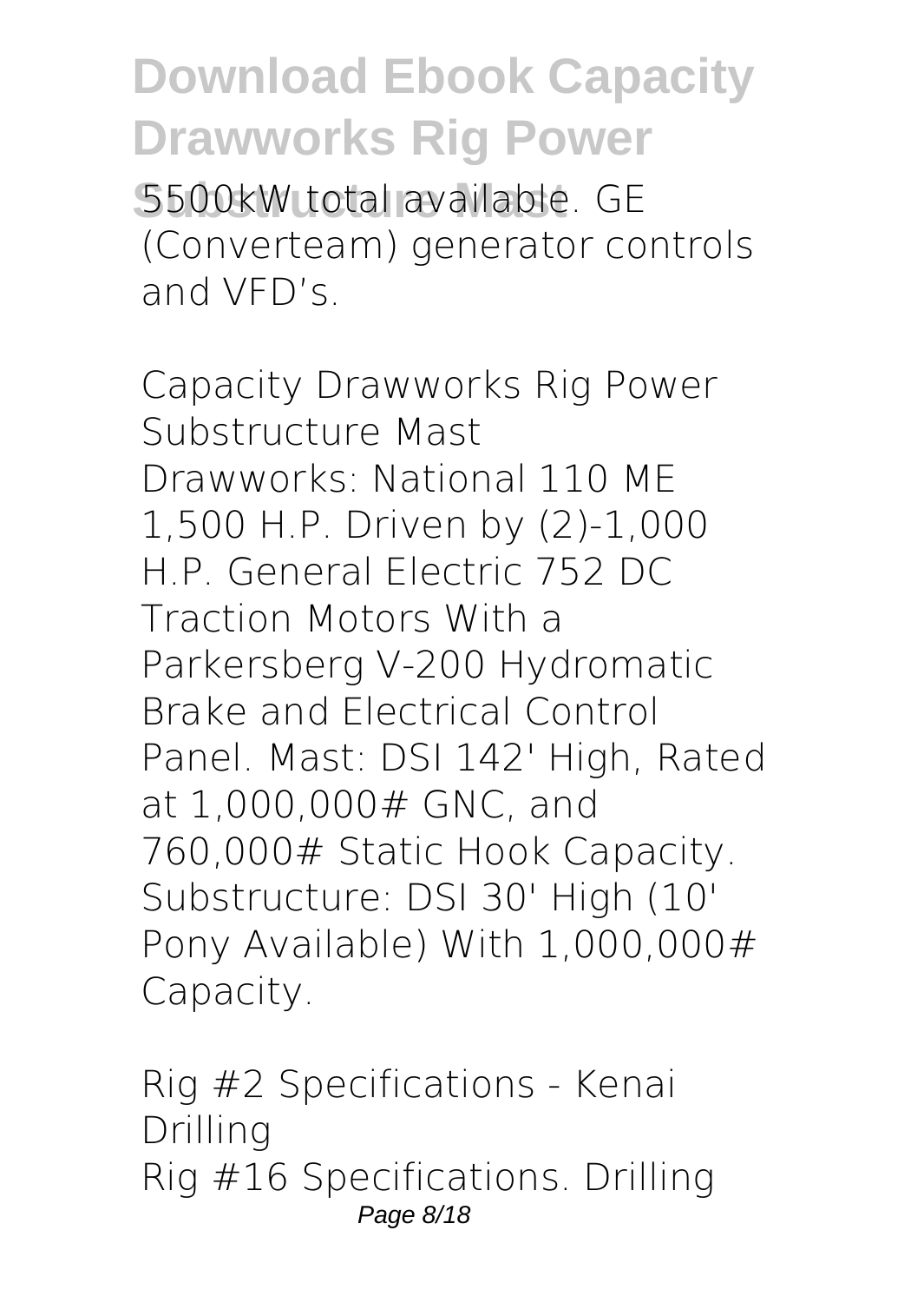5500kW total available. GE (Converteam) generator controls and VFD's.

*Capacity Drawworks Rig Power Substructure Mast*

Drawworks: National 110 ME 1,500 H.P. Driven by (2)-1,000 H.P. General Electric 752 DC Traction Motors With a Parkersberg V-200 Hydromatic Brake and Electrical Control Panel. Mast: DSI 142' High, Rated at 1,000,000# GNC, and 760,000# Static Hook Capacity. Substructure: DSI 30' High (10' Pony Available) With 1,000,000# Capacity.

*Rig #2 Specifications - Kenai Drilling*

Rig #16 Specifications. Drilling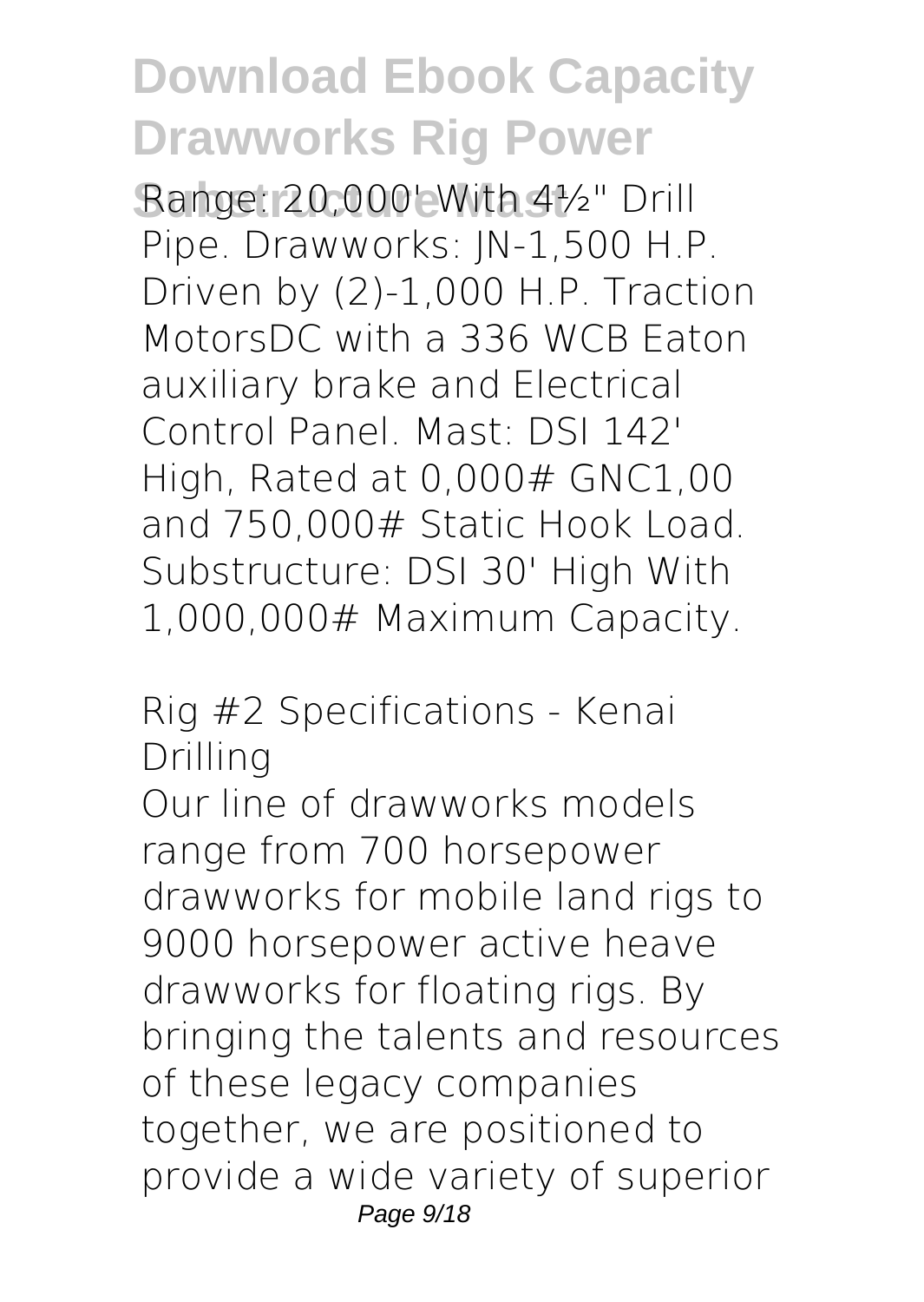Range: 20,000' With 4½" Drill Pipe. Drawworks: JN-1,500 H.P. Driven by (2)-1,000 H.P. Traction MotorsDC with a 336 WCB Eaton auxiliary brake and Electrical Control Panel. Mast: DSI 142' High, Rated at 0,000# GNC1,00 and 750,000# Static Hook Load. Substructure: DSI 30' High With 1,000,000# Maximum Capacity.

## Rig #2 Specifications - Kenai Drilling

Our line of drawworks models range from 700 horsepower drawworks for mobile land rigs to 9000 horsepower active heave drawworks for floating rigs. By bringing the talents and resources of these legacy companies together, we are positioned to provide a wide variety of superior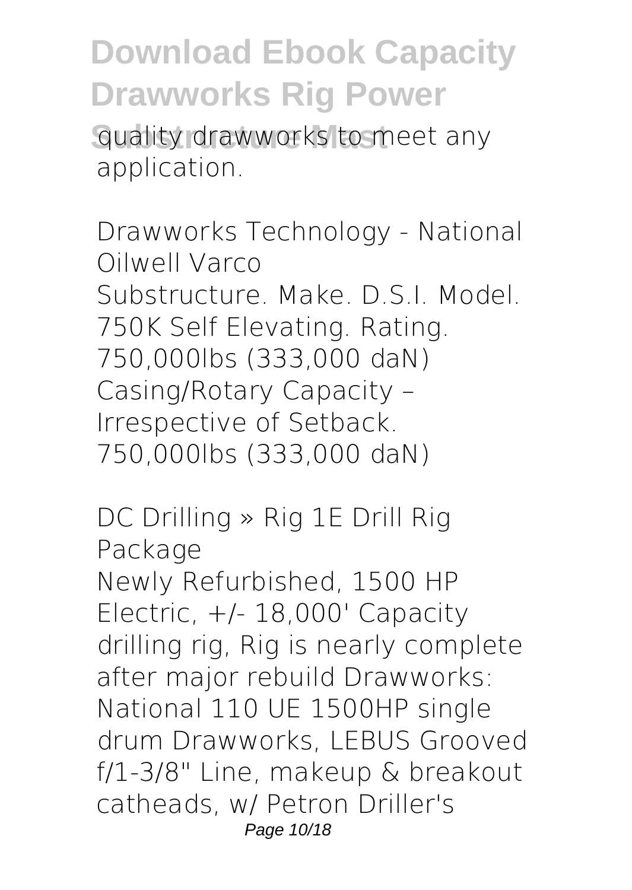quality drawworks to meet any application.

## Drawworks Technology - National Oilwell Varco

Substructure. Make. D.S.I. Model. 750K Self Elevating. Rating. 750,000lbs (333,000 daN) Casing/Rotary Capacity – Irrespective of Setback. 750,000lbs (333,000 daN)

## DC Drilling » Rig 1E Drill Rig Package

Newly Refurbished, 1500 HP Electric, +/- 18,000' Capacity drilling rig, Rig is nearly complete after major rebuild Drawworks: National 110 UE 1500HP single drum Drawworks, LEBUS Grooved f/1-3/8" Line, makeup & breakout catheads, w/ Petron Driller's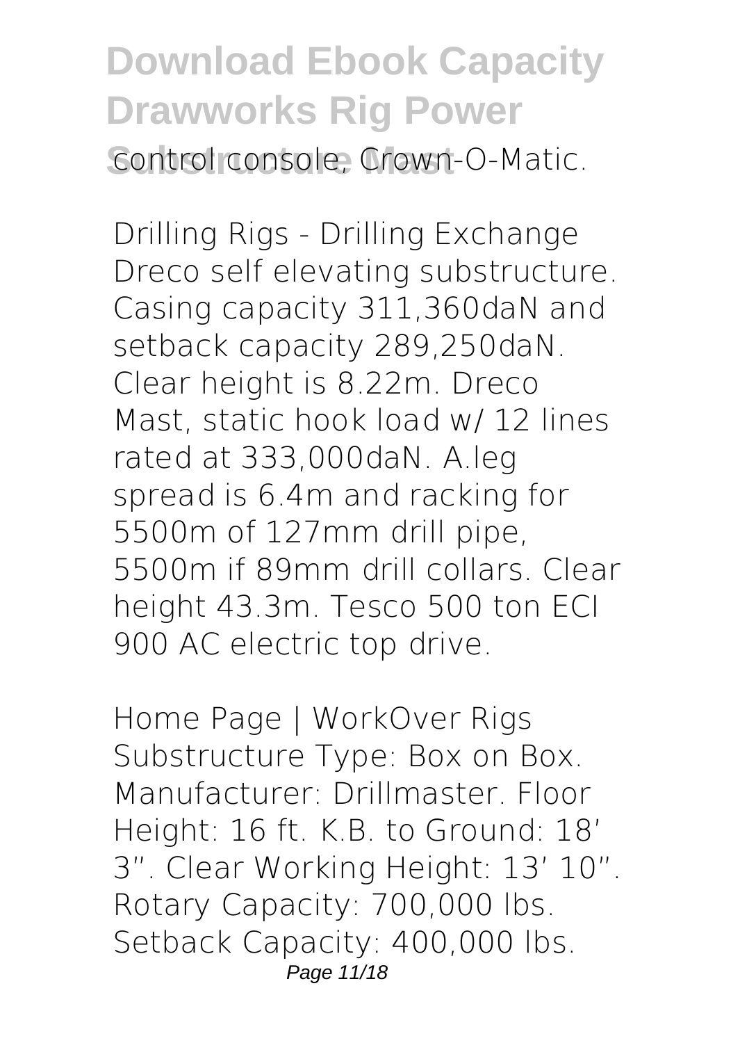control console, Crown-O-Matic.

Drilling Rigs - Drilling Exchange
Dreco self elevating substructure. Casing capacity 311,360daN and setback capacity 289,250daN. Clear height is 8.22m. Dreco Mast, static hook load w/ 12 lines rated at 333,000daN. A.leg spread is 6.4m and racking for 5500m of 127mm drill pipe, 5500m if 89mm drill collars. Clear height 43.3m. Tesco 500 ton ECI 900 AC electric top drive.

Home Page | WorkOver Rigs
Substructure Type: Box on Box. Manufacturer: Drillmaster. Floor Height: 16 ft. K.B. to Ground: 18′ 3″. Clear Working Height: 13′ 10″. Rotary Capacity: 700,000 lbs. Setback Capacity: 400,000 lbs.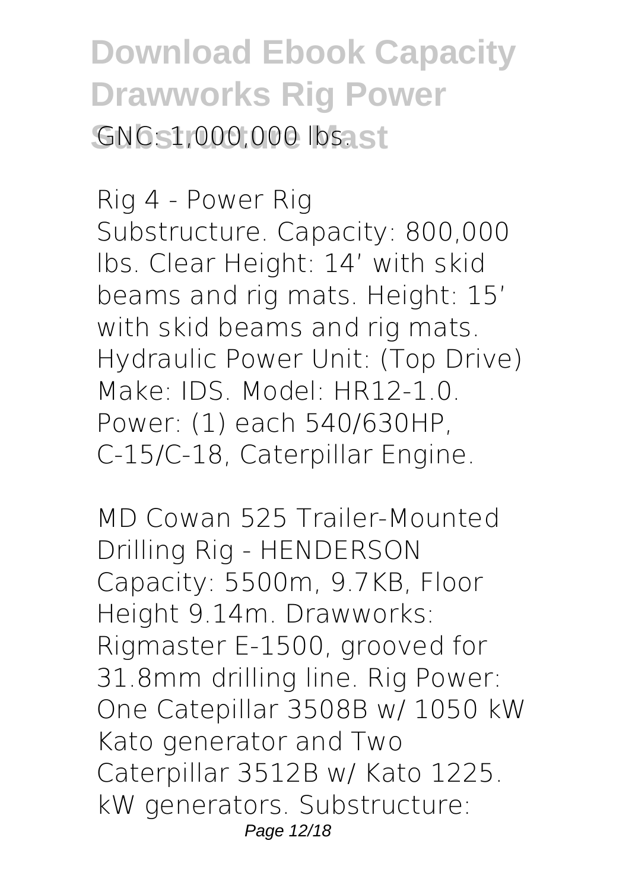GNC: 1,000,000 lbs.

Rig 4 - Power Rig
Substructure. Capacity: 800,000 lbs. Clear Height: 14' with skid beams and rig mats. Height: 15' with skid beams and rig mats. Hydraulic Power Unit: (Top Drive) Make: IDS. Model: HR12-1.0. Power: (1) each 540/630HP, C-15/C-18, Caterpillar Engine.

MD Cowan 525 Trailer-Mounted Drilling Rig - HENDERSON
Capacity: 5500m, 9.7KB, Floor Height 9.14m. Drawworks: Rigmaster E-1500, grooved for 31.8mm drilling line. Rig Power: One Catepillar 3508B w/ 1050 kW Kato generator and Two Caterpillar 3512B w/ Kato 1225. kW generators. Substructure: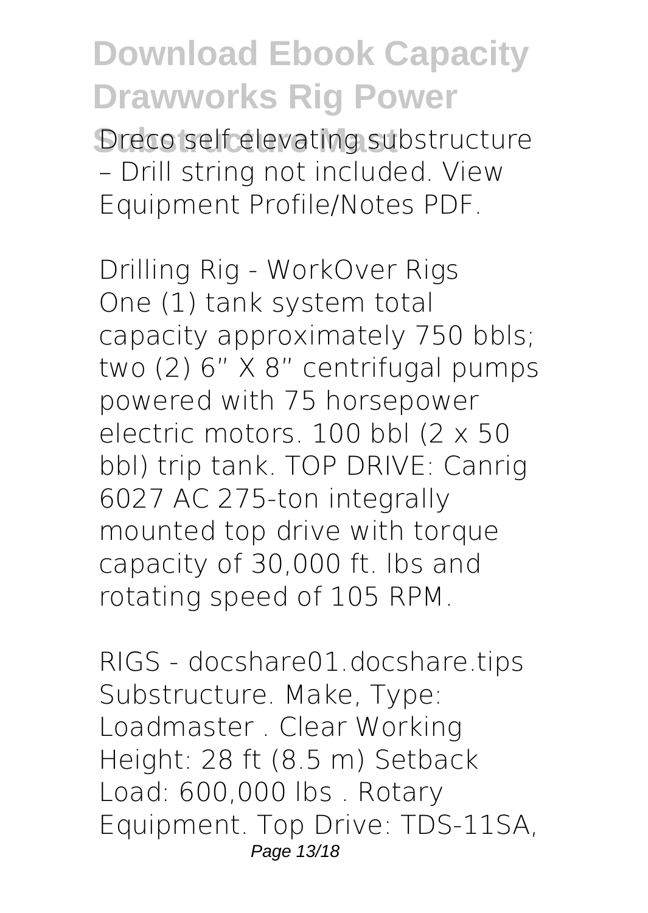Dreco self elevating substructure – Drill string not included. View Equipment Profile/Notes PDF.

*Drilling Rig - WorkOver Rigs*
One (1) tank system total capacity approximately 750 bbls; two (2) 6" X 8" centrifugal pumps powered with 75 horsepower electric motors. 100 bbl (2 x 50 bbl) trip tank. TOP DRIVE: Canrig 6027 AC 275-ton integrally mounted top drive with torque capacity of 30,000 ft. lbs and rotating speed of 105 RPM.

*RIGS - docshare01.docshare.tips*
Substructure. Make, Type: Loadmaster . Clear Working Height: 28 ft (8.5 m) Setback Load: 600,000 lbs . Rotary Equipment. Top Drive: TDS-11SA,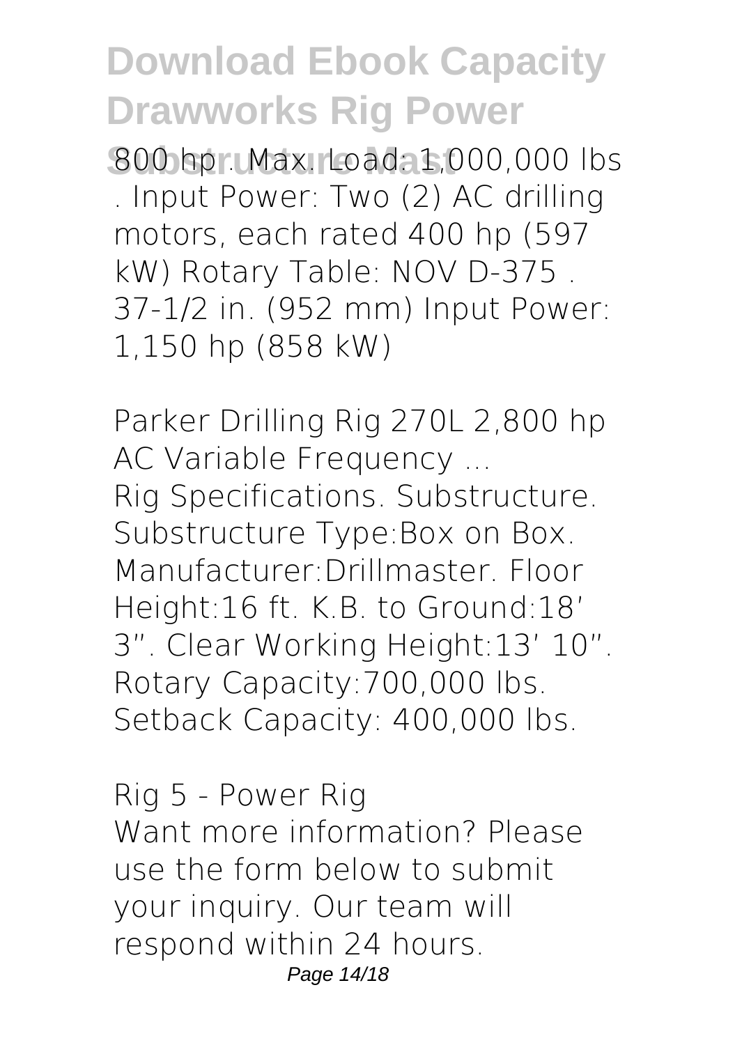800 hp . Max. Load: 1,000,000 lbs . Input Power: Two (2) AC drilling motors, each rated 400 hp (597 kW) Rotary Table: NOV D-375 . 37-1/2 in. (952 mm) Input Power: 1,150 hp (858 kW)

*Parker Drilling Rig 270L 2,800 hp AC Variable Frequency ...*

Rig Specifications. Substructure. Substructure Type:Box on Box. Manufacturer:Drillmaster. Floor Height:16 ft. K.B. to Ground:18′ 3″. Clear Working Height:13′ 10″. Rotary Capacity:700,000 lbs. Setback Capacity: 400,000 lbs.

*Rig 5 - Power Rig*

Want more information? Please use the form below to submit your inquiry. Our team will respond within 24 hours.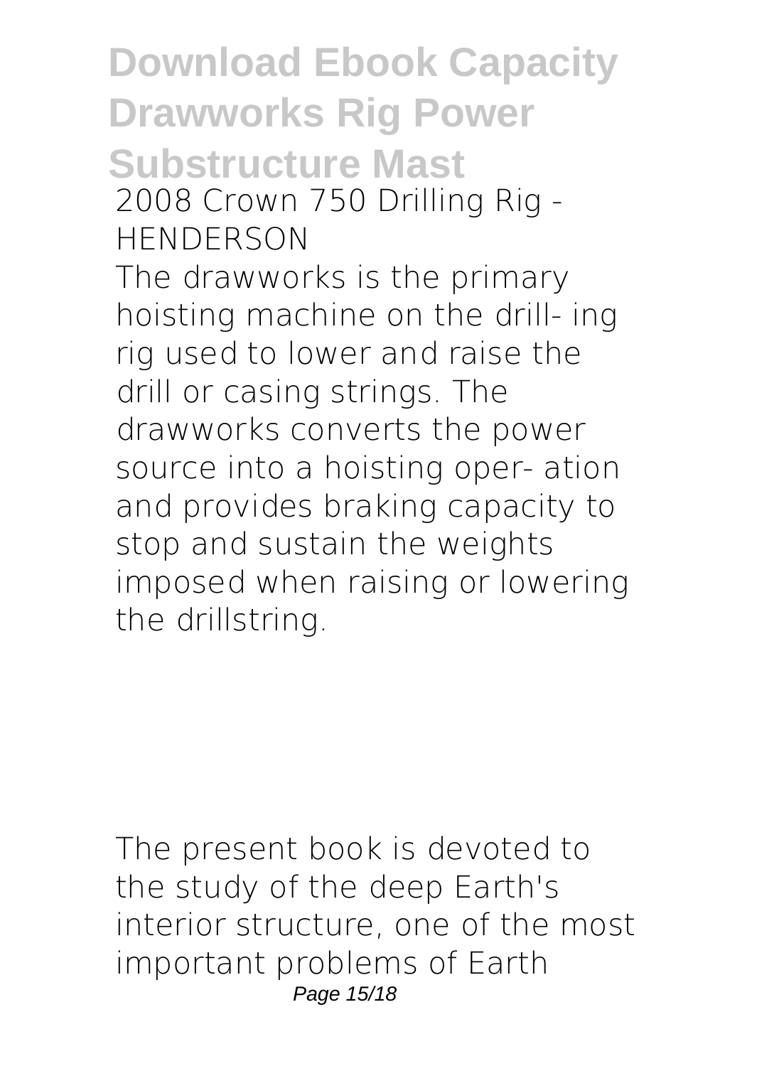**2008 Crown 750 Drilling Rig - HENDERSON**

The drawworks is the primary hoisting machine on the drill- ing rig used to lower and raise the drill or casing strings. The drawworks converts the power source into a hoisting oper- ation and provides braking capacity to stop and sustain the weights imposed when raising or lowering the drillstring.

The present book is devoted to the study of the deep Earth's interior structure, one of the most important problems of Earth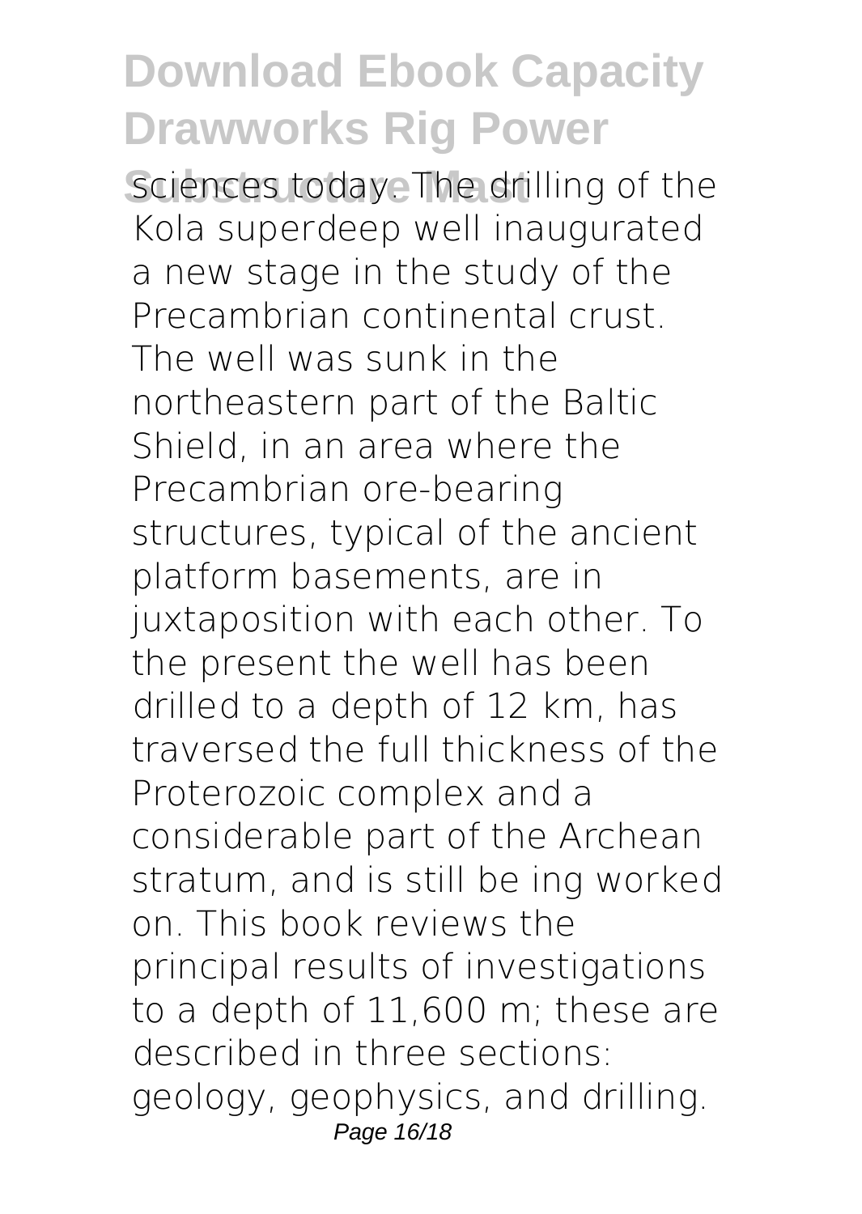sciences today. The drilling of the Kola superdeep well inaugurated a new stage in the study of the Precambrian continental crust. The well was sunk in the northeastern part of the Baltic Shield, in an area where the Precambrian ore-bearing structures, typical of the ancient platform basements, are in juxtaposition with each other. To the present the well has been drilled to a depth of 12 km, has traversed the full thickness of the Proterozoic complex and a considerable part of the Archean stratum, and is still be ing worked on. This book reviews the principal results of investigations to a depth of 11,600 m; these are described in three sections: geology, geophysics, and drilling.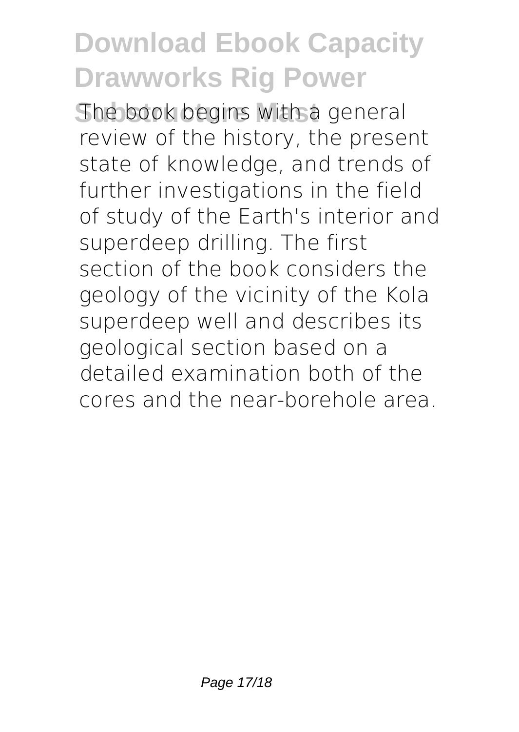The book begins with a general review of the history, the present state of knowledge, and trends of further investigations in the field of study of the Earth's interior and superdeep drilling. The first section of the book considers the geology of the vicinity of the Kola superdeep well and describes its geological section based on a detailed examination both of the cores and the near-borehole area.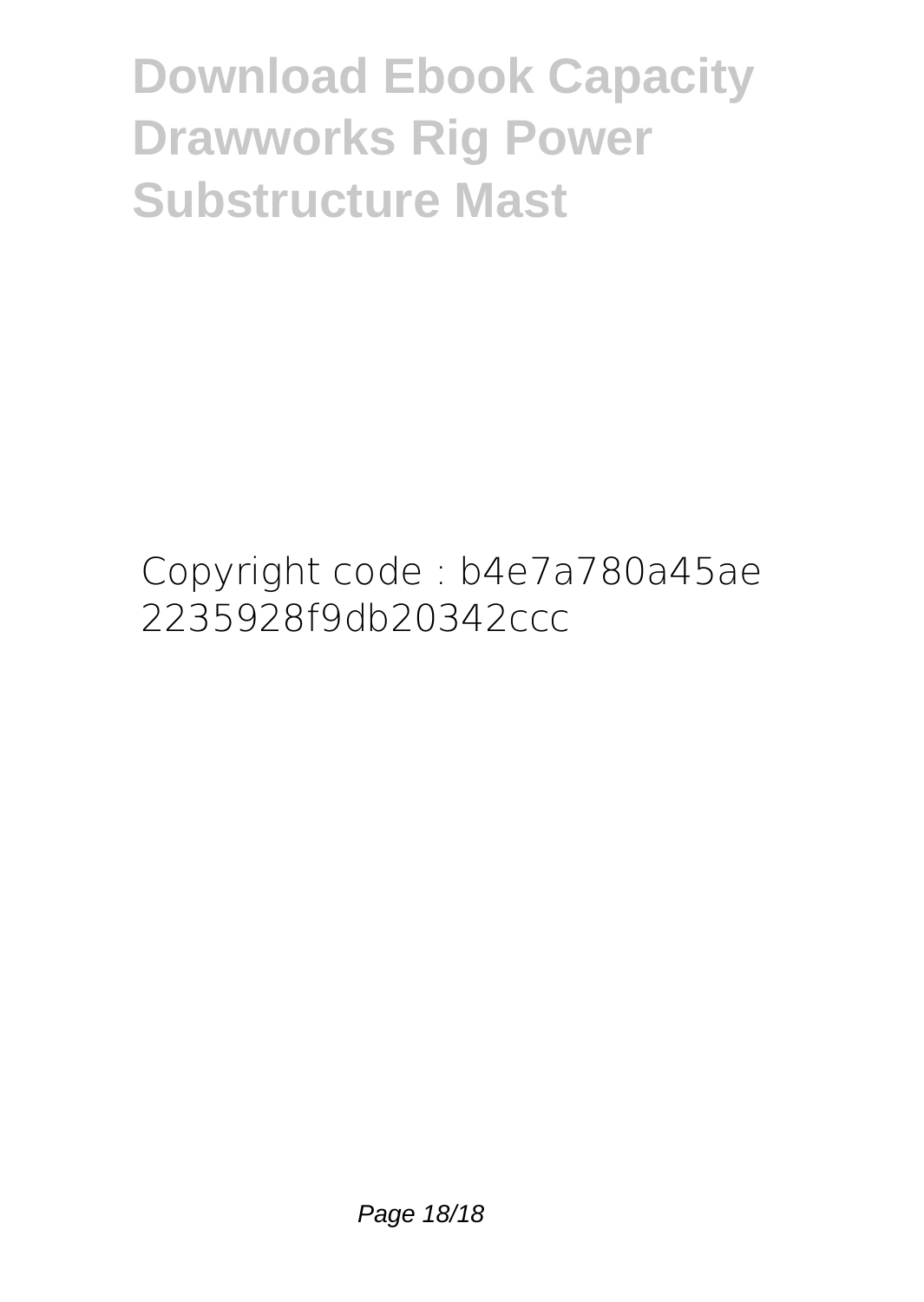Copyright code : b4e7a780a45ae2235928f9db20342ccc